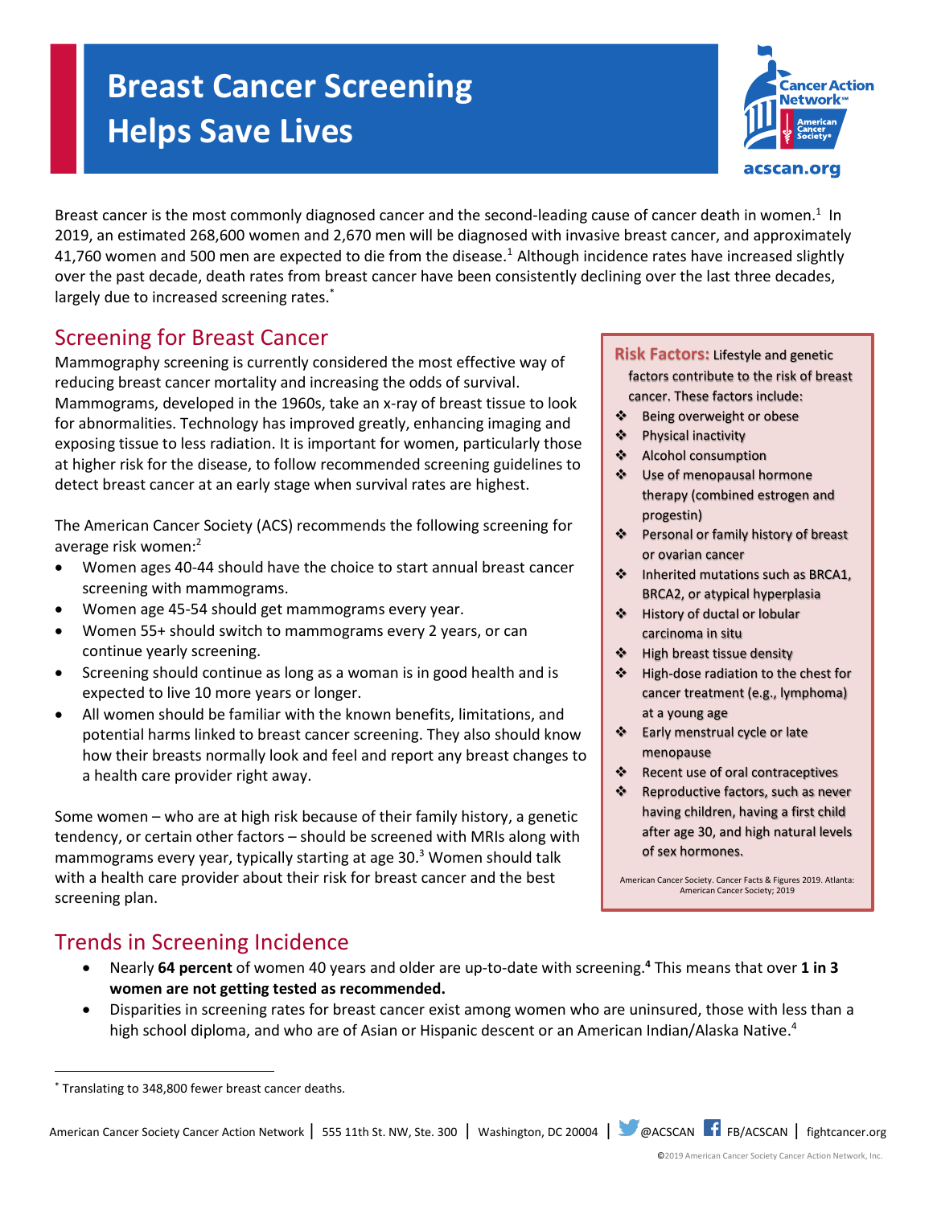# Breast Cancer Screening Helps Save Lives

Breast cancer is the most commonly diagnosed cancer and the second-leading cause of cancer death in women.[1] In 2019, an estimated 268,600 women and 2,670 men will be diagnosed with invasive breast cancer, and approximately 41,760 women and 500 men are expected to die from the disease.[1] Although incidence rates have increased slightly over the past decade, death rates from breast cancer have been consistently declining over the last three decades, largely due to increased screening rates.[*]

## Screening for Breast Cancer

Mammography screening is currently considered the most effective way of reducing breast cancer mortality and increasing the odds of survival. Mammograms, developed in the 1960s, take an x-ray of breast tissue to look for abnormalities. Technology has improved greatly, enhancing imaging and exposing tissue to less radiation. It is important for women, particularly those at higher risk for the disease, to follow recommended screening guidelines to detect breast cancer at an early stage when survival rates are highest.

The American Cancer Society (ACS) recommends the following screening for average risk women:[2]

- Women ages 40-44 should have the choice to start annual breast cancer screening with mammograms.
- Women age 45-54 should get mammograms every year.
- Women 55+ should switch to mammograms every 2 years, or can continue yearly screening.
- Screening should continue as long as a woman is in good health and is expected to live 10 more years or longer.
- All women should be familiar with the known benefits, limitations, and potential harms linked to breast cancer screening. They also should know how their breasts normally look and feel and report any breast changes to a health care provider right away.

Some women – who are at high risk because of their family history, a genetic tendency, or certain other factors – should be screened with MRIs along with mammograms every year, typically starting at age 30.[3] Women should talk with a health care provider about their risk for breast cancer and the best screening plan.

**Risk Factors:** Lifestyle and genetic factors contribute to the risk of breast cancer. These factors include:

- Being overweight or obese
- Physical inactivity
- Alcohol consumption
- Use of menopausal hormone therapy (combined estrogen and progestin)
- Personal or family history of breast or ovarian cancer
- Inherited mutations such as BRCA1, BRCA2, or atypical hyperplasia
- History of ductal or lobular carcinoma in situ
- High breast tissue density
- High-dose radiation to the chest for cancer treatment (e.g., lymphoma) at a young age
- Early menstrual cycle or late menopause
- Recent use of oral contraceptives
- Reproductive factors, such as never having children, having a first child after age 30, and high natural levels of sex hormones.

American Cancer Society. Cancer Facts & Figures 2019. Atlanta: American Cancer Society; 2019

## Trends in Screening Incidence

- Nearly **64 percent** of women 40 years and older are up-to-date with screening.[4] This means that over **1 in 3 women are not getting tested as recommended.**
- Disparities in screening rates for breast cancer exist among women who are uninsured, those with less than a high school diploma, and who are of Asian or Hispanic descent or an American Indian/Alaska Native.[4]

[*] Translating to 348,800 fewer breast cancer deaths.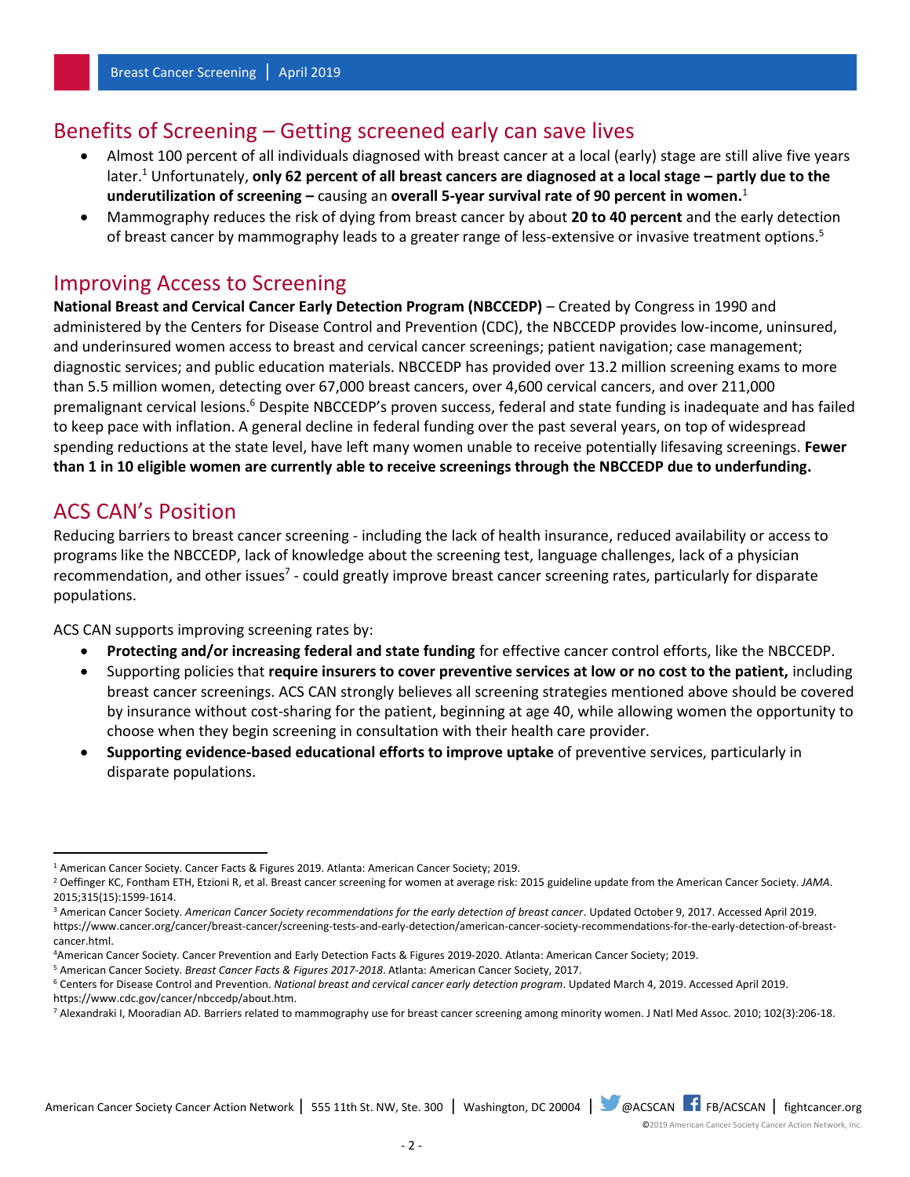## Benefits of Screening – Getting screened early can save lives

- Almost 100 percent of all individuals diagnosed with breast cancer at a local (early) stage are still alive five years later.[1] Unfortunately, **only 62 percent of all breast cancers are diagnosed at a local stage – partly due to the underutilization of screening –** causing an **overall 5-year survival rate of 90 percent in women.**[1]
- Mammography reduces the risk of dying from breast cancer by about **20 to 40 percent** and the early detection of breast cancer by mammography leads to a greater range of less-extensive or invasive treatment options.[5]

## Improving Access to Screening

**National Breast and Cervical Cancer Early Detection Program (NBCCEDP)** – Created by Congress in 1990 and administered by the Centers for Disease Control and Prevention (CDC), the NBCCEDP provides low-income, uninsured, and underinsured women access to breast and cervical cancer screenings; patient navigation; case management; diagnostic services; and public education materials. NBCCEDP has provided over 13.2 million screening exams to more than 5.5 million women, detecting over 67,000 breast cancers, over 4,600 cervical cancers, and over 211,000 premalignant cervical lesions.[6] Despite NBCCEDP's proven success, federal and state funding is inadequate and has failed to keep pace with inflation. A general decline in federal funding over the past several years, on top of widespread spending reductions at the state level, have left many women unable to receive potentially lifesaving screenings. **Fewer than 1 in 10 eligible women are currently able to receive screenings through the NBCCEDP due to underfunding.**

## ACS CAN's Position

Reducing barriers to breast cancer screening - including the lack of health insurance, reduced availability or access to programs like the NBCCEDP, lack of knowledge about the screening test, language challenges, lack of a physician recommendation, and other issues[7] - could greatly improve breast cancer screening rates, particularly for disparate populations.

ACS CAN supports improving screening rates by:

- **Protecting and/or increasing federal and state funding** for effective cancer control efforts, like the NBCCEDP.
- Supporting policies that **require insurers to cover preventive services at low or no cost to the patient,** including breast cancer screenings. ACS CAN strongly believes all screening strategies mentioned above should be covered by insurance without cost-sharing for the patient, beginning at age 40, while allowing women the opportunity to choose when they begin screening in consultation with their health care provider.
- **Supporting evidence-based educational efforts to improve uptake** of preventive services, particularly in disparate populations.

---

[1] American Cancer Society. Cancer Facts & Figures 2019. Atlanta: American Cancer Society; 2019.

[2] Oeffinger KC, Fontham ETH, Etzioni R, et al. Breast cancer screening for women at average risk: 2015 guideline update from the American Cancer Society. *JAMA*. 2015;315(15):1599-1614.

[3] American Cancer Society. *American Cancer Society recommendations for the early detection of breast cancer*. Updated October 9, 2017. Accessed April 2019. https://www.cancer.org/cancer/breast-cancer/screening-tests-and-early-detection/american-cancer-society-recommendations-for-the-early-detection-of-breast-cancer.html.

[4] American Cancer Society. Cancer Prevention and Early Detection Facts & Figures 2019-2020. Atlanta: American Cancer Society; 2019.

[5] American Cancer Society. *Breast Cancer Facts & Figures 2017-2018*. Atlanta: American Cancer Society, 2017.

[6] Centers for Disease Control and Prevention. *National breast and cervical cancer early detection program*. Updated March 4, 2019. Accessed April 2019. https://www.cdc.gov/cancer/nbccedp/about.htm.

[7] Alexandraki I, Mooradian AD. Barriers related to mammography use for breast cancer screening among minority women. J Natl Med Assoc. 2010; 102(3):206-18.